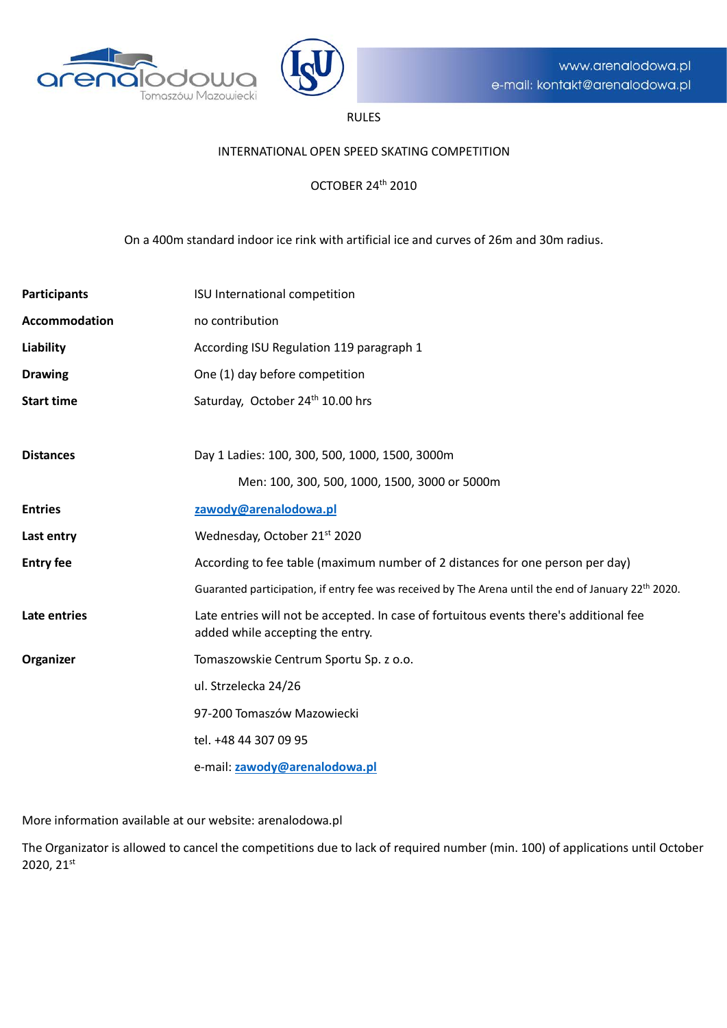www.arenalodowa.pl
e-mail: kontakt@arenalodowa.pl

RULES

INTERNATIONAL OPEN SPEED SKATING COMPETITION

OCTOBER 24th 2010

On a 400m standard indoor ice rink with artificial ice and curves of 26m and 30m radius.

| | |
|---|---|
| **Participants** | ISU International competition |
| **Accommodation** | no contribution |
| **Liability** | According ISU Regulation 119 paragraph 1 |
| **Drawing** | One (1) day before competition |
| **Start time** | Saturday, October 24th 10.00 hrs |
| **Distances** | Day 1 Ladies: 100, 300, 500, 1000, 1500, 3000m |
| | Men: 100, 300, 500, 1000, 1500, 3000 or 5000m |
| **Entries** | zawody@arenalodowa.pl |
| **Last entry** | Wednesday, October 21st 2020 |
| **Entry fee** | According to fee table (maximum number of 2 distances for one person per day) |
| | Guaranteed participation, if entry fee was received by The Arena until the end of January 22th 2020. |
| **Late entries** | Late entries will not be accepted. In case of fortuitous events there's additional fee added while accepting the entry. |
| **Organizer** | Tomaszowskie Centrum Sportu Sp. z o.o. |
| | ul. Strzelecka 24/26 |
| | 97-200 Tomaszów Mazowiecki |
| | tel. +48 44 307 09 95 |
| | e-mail: zawody@arenalodowa.pl |

More information available at our website: arenalodowa.pl

The Organizator is allowed to cancel the competitions due to lack of required number (min. 100) of applications until October 2020, 21st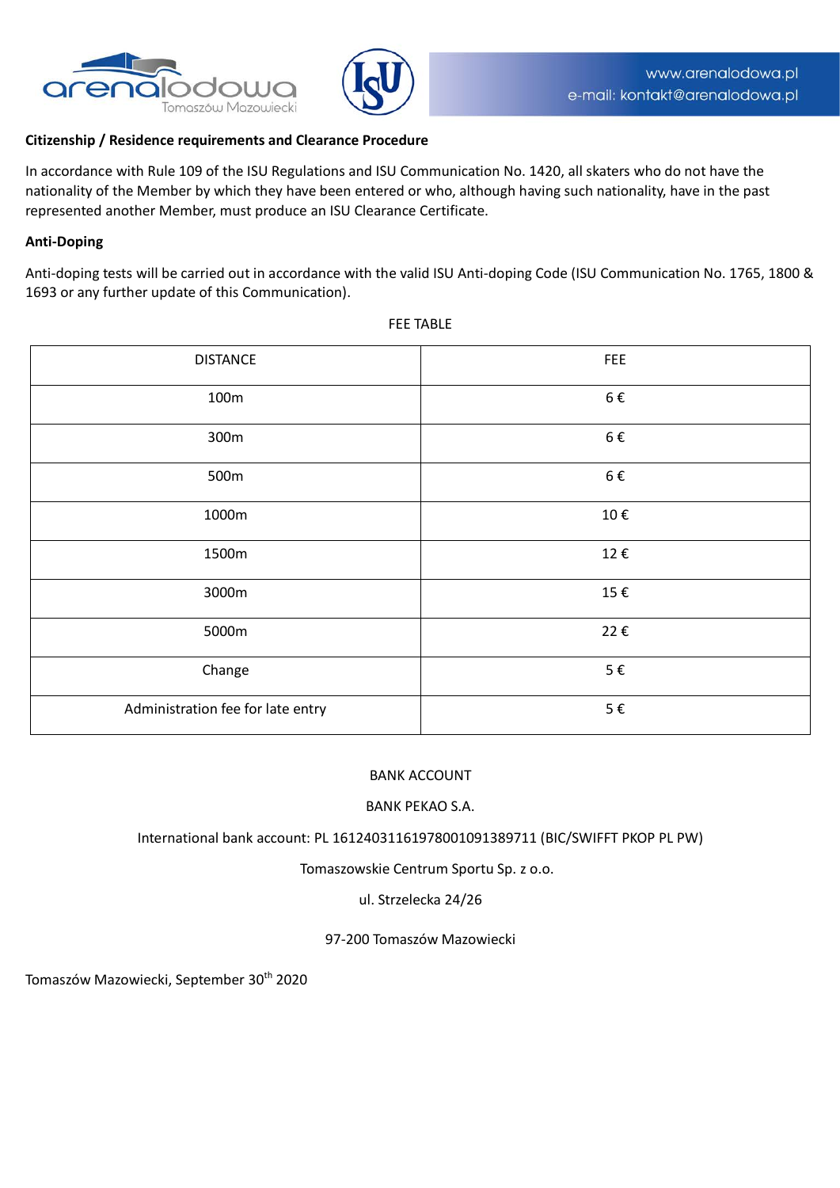**Citizenship / Residence requirements and Clearance Procedure**

In accordance with Rule 109 of the ISU Regulations and ISU Communication No. 1420, all skaters who do not have the nationality of the Member by which they have been entered or who, although having such nationality, have in the past represented another Member, must produce an ISU Clearance Certificate.

**Anti-Doping**

Anti-doping tests will be carried out in accordance with the valid ISU Anti-doping Code (ISU Communication No. 1765, 1800 & 1693 or any further update of this Communication).

FEE TABLE

| DISTANCE | FEE |
|---|---|
| 100m | 6 € |
| 300m | 6 € |
| 500m | 6 € |
| 1000m | 10 € |
| 1500m | 12 € |
| 3000m | 15 € |
| 5000m | 22 € |
| Change | 5 € |
| Administration fee for late entry | 5 € |

BANK ACCOUNT

BANK PEKAO S.A.

International bank account: PL 16124031161978001091389711 (BIC/SWIFFT PKOP PL PW)

Tomaszowskie Centrum Sportu Sp. z o.o.

ul. Strzelecka 24/26

97-200 Tomaszów Mazowiecki

Tomaszów Mazowiecki, September 30th 2020